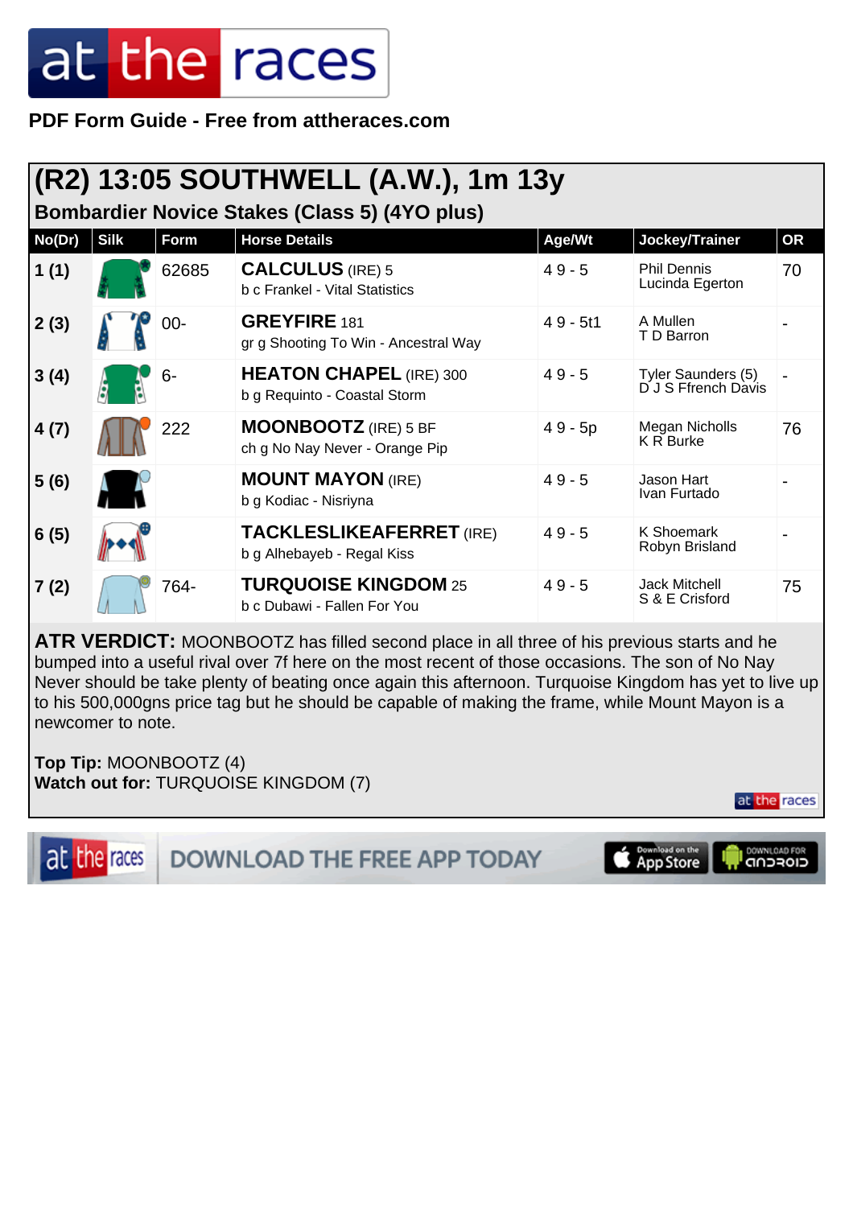# at the races

**PDF Form Guide - Free from attheraces.com**

## (R2) 13:05 SOUTHWELL (A.W.), 1m 13y

### Bombardier Novice Stakes (Class 5) (4YO plus)

| No(Dr) | Silk | Form | Horse Details | Age/Wt | Jockey/Trainer | OR |
|---|---|---|---|---|---|---|
| 1 (1) | | 62685 | **CALCULUS** (IRE) 5<br>b c Frankel - Vital Statistics | 4 9 - 5 | Phil Dennis<br>Lucinda Egerton | 70 |
| 2 (3) | | 00- | **GREYFIRE** 181<br>gr g Shooting To Win - Ancestral Way | 4 9 - 5t1 | A Mullen<br>T D Barron | - |
| 3 (4) | | 6- | **HEATON CHAPEL** (IRE) 300<br>b g Requinto - Coastal Storm | 4 9 - 5 | Tyler Saunders (5)<br>D J S Ffrench Davis | - |
| 4 (7) | | 222 | **MOONBOOTZ** (IRE) 5 BF<br>ch g No Nay Never - Orange Pip | 4 9 - 5p | Megan Nicholls<br>K R Burke | 76 |
| 5 (6) | | | **MOUNT MAYON** (IRE)<br>b g Kodiac - Nisriyna | 4 9 - 5 | Jason Hart<br>Ivan Furtado | - |
| 6 (5) | | | **TACKLESLIKEAFERRET** (IRE)<br>b g Alhebayeb - Regal Kiss | 4 9 - 5 | K Shoemark<br>Robyn Brisland | - |
| 7 (2) | | 764- | **TURQUOISE KINGDOM** 25<br>b c Dubawi - Fallen For You | 4 9 - 5 | Jack Mitchell<br>S & E Crisford | 75 |

**ATR VERDICT:** MOONBOOTZ has filled second place in all three of his previous starts and he bumped into a useful rival over 7f here on the most recent of those occasions. The son of No Nay Never should be take plenty of beating once again this afternoon. Turquoise Kingdom has yet to live up to his 500,000gns price tag but he should be capable of making the frame, while Mount Mayon is a newcomer to note.

**Top Tip:** MOONBOOTZ (4)
**Watch out for:** TURQUOISE KINGDOM (7)

DOWNLOAD THE FREE APP TODAY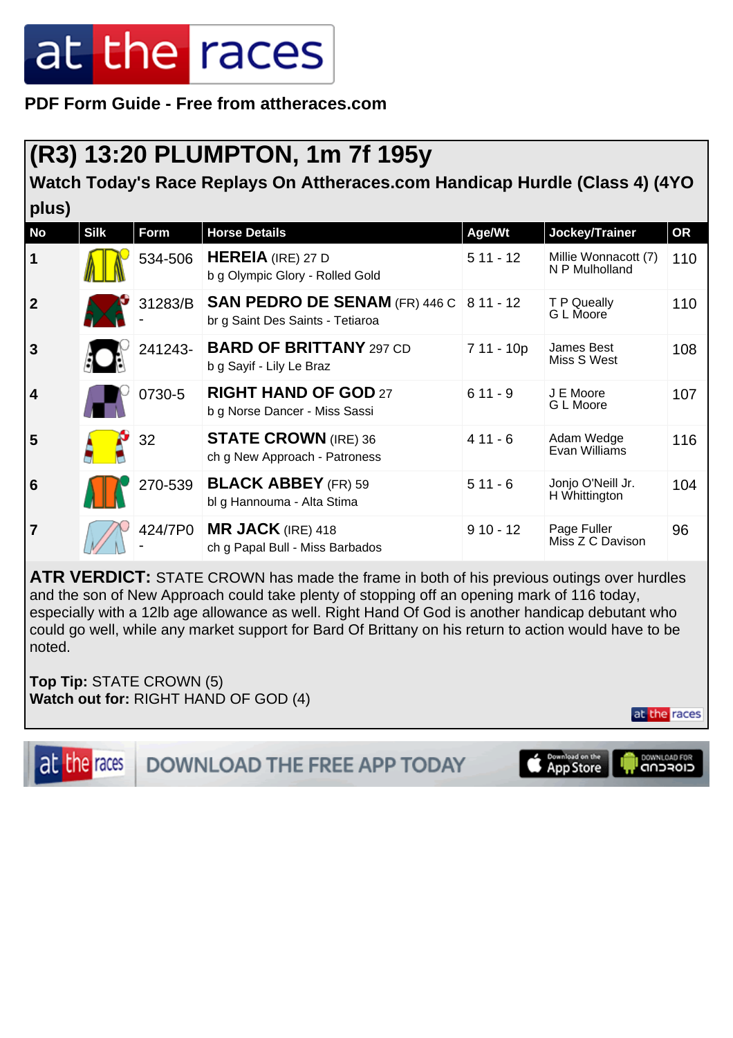PDF Form Guide - Free from attheraces.com

## (R3) 13:20 PLUMPTON, 1m 7f 195y

### Watch Today's Race Replays On Attheraces.com Handicap Hurdle (Class 4) (4YO plus)

| No | Silk | Form | Horse Details | Age/Wt | Jockey/Trainer | OR |
|---|---|---|---|---|---|---|
| 1 | | 534-506 | **HEREIA** (IRE) 27 D<br>b g Olympic Glory - Rolled Gold | 5 11 - 12 | Millie Wonnacott (7)<br>N P Mulholland | 110 |
| 2 | | 31283/B - | **SAN PEDRO DE SENAM** (FR) 446 C<br>br g Saint Des Saints - Tetiaroa | 8 11 - 12 | T P Queally<br>G L Moore | 110 |
| 3 | | 241243- | **BARD OF BRITTANY** 297 CD<br>b g Sayif - Lily Le Braz | 7 11 - 10p | James Best<br>Miss S West | 108 |
| 4 | | 0730-5 | **RIGHT HAND OF GOD** 27<br>b g Norse Dancer - Miss Sassi | 6 11 - 9 | J E Moore<br>G L Moore | 107 |
| 5 | | 32 | **STATE CROWN** (IRE) 36<br>ch g New Approach - Patroness | 4 11 - 6 | Adam Wedge<br>Evan Williams | 116 |
| 6 | | 270-539 | **BLACK ABBEY** (FR) 59<br>bl g Hannouma - Alta Stima | 5 11 - 6 | Jonjo O'Neill Jr.<br>H Whittington | 104 |
| 7 | | 424/7P0 - | **MR JACK** (IRE) 418<br>ch g Papal Bull - Miss Barbados | 9 10 - 12 | Page Fuller<br>Miss Z C Davison | 96 |

**ATR VERDICT:** STATE CROWN has made the frame in both of his previous outings over hurdles and the son of New Approach could take plenty of stopping off an opening mark of 116 today, especially with a 12lb age allowance as well. Right Hand Of God is another handicap debutant who could go well, while any market support for Bard Of Brittany on his return to action would have to be noted.

**Top Tip:** STATE CROWN (5)
**Watch out for:** RIGHT HAND OF GOD (4)

DOWNLOAD THE FREE APP TODAY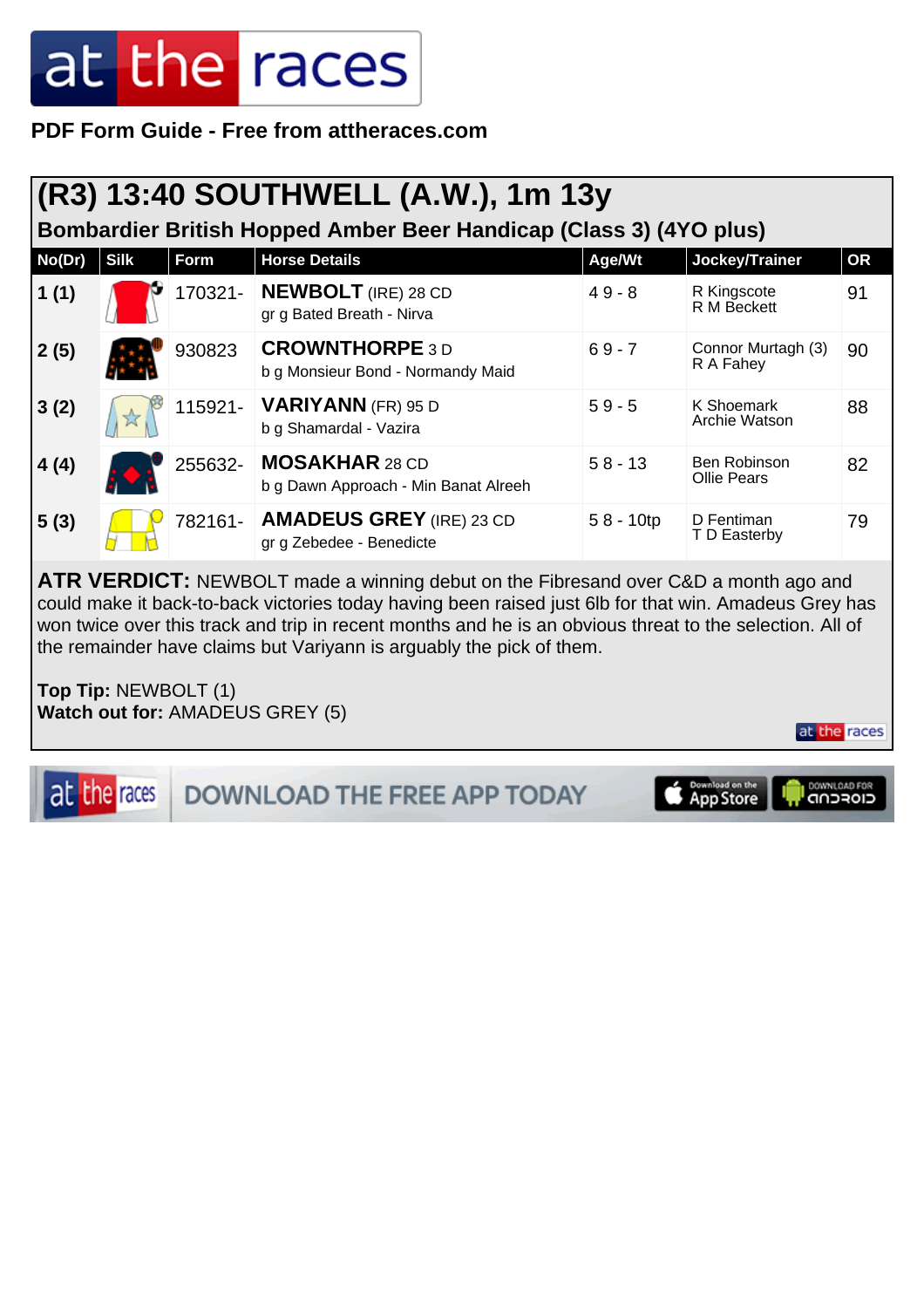# at the races

**PDF Form Guide - Free from attheraces.com**

## (R3) 13:40 SOUTHWELL (A.W.), 1m 13y

### Bombardier British Hopped Amber Beer Handicap (Class 3) (4YO plus)

| No(Dr) | Silk | Form | Horse Details | Age/Wt | Jockey/Trainer | OR |
|---|---|---|---|---|---|---|
| 1 (1) | | 170321- | **NEWBOLT** (IRE) 28 CD<br>gr g Bated Breath - Nirva | 4 9 - 8 | R Kingscote<br>R M Beckett | 91 |
| 2 (5) | | 930823 | **CROWNTHORPE** 3 D<br>b g Monsieur Bond - Normandy Maid | 6 9 - 7 | Connor Murtagh (3)<br>R A Fahey | 90 |
| 3 (2) | | 115921- | **VARIYANN** (FR) 95 D<br>b g Shamardal - Vazira | 5 9 - 5 | K Shoemark<br>Archie Watson | 88 |
| 4 (4) | | 255632- | **MOSAKHAR** 28 CD<br>b g Dawn Approach - Min Banat Alreeh | 5 8 - 13 | Ben Robinson<br>Ollie Pears | 82 |
| 5 (3) | | 782161- | **AMADEUS GREY** (IRE) 23 CD<br>gr g Zebedee - Benedicte | 5 8 - 10tp | D Fentiman<br>T D Easterby | 79 |

**ATR VERDICT:** NEWBOLT made a winning debut on the Fibresand over C&D a month ago and could make it back-to-back victories today having been raised just 6lb for that win. Amadeus Grey has won twice over this track and trip in recent months and he is an obvious threat to the selection. All of the remainder have claims but Variyann is arguably the pick of them.

**Top Tip:** NEWBOLT (1)
**Watch out for:** AMADEUS GREY (5)

DOWNLOAD THE FREE APP TODAY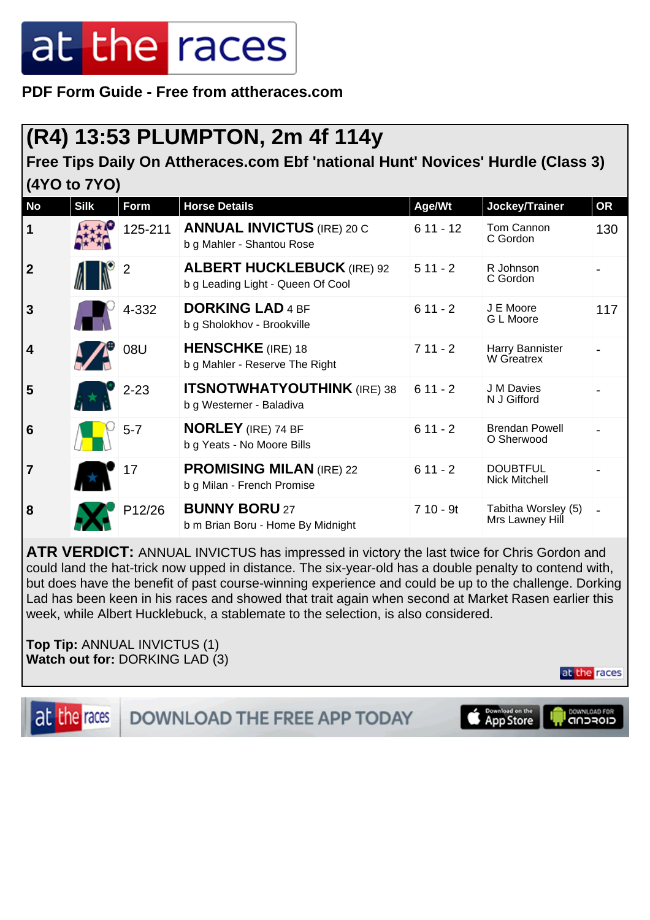PDF Form Guide - Free from attheraces.com

## (R4) 13:53 PLUMPTON, 2m 4f 114y

### Free Tips Daily On Atheraces.com Ebf 'national Hunt' Novices' Hurdle (Class 3) (4YO to 7YO)

| No | Silk | Form | Horse Details | Age/Wt | Jockey/Trainer | OR |
|---|---|---|---|---|---|---|
| 1 | | 125-211 | **ANNUAL INVICTUS** (IRE) 20 C<br>b g Mahler - Shantou Rose | 6 11 - 12 | Tom Cannon<br>C Gordon | 130 |
| 2 | | 2 | **ALBERT HUCKLEBUCK** (IRE) 92<br>b g Leading Light - Queen Of Cool | 5 11 - 2 | R Johnson<br>C Gordon | - |
| 3 | | 4-332 | **DORKING LAD** 4 BF<br>b g Sholokhov - Brookville | 6 11 - 2 | J E Moore<br>G L Moore | 117 |
| 4 | | 08U | **HENSCHKE** (IRE) 18<br>b g Mahler - Reserve The Right | 7 11 - 2 | Harry Bannister<br>W Greatrex | - |
| 5 | | 2-23 | **ITSNOTWHATYOUTHINK** (IRE) 38<br>b g Westerner - Baladiva | 6 11 - 2 | J M Davies<br>N J Gifford | - |
| 6 | | 5-7 | **NORLEY** (IRE) 74 BF<br>b g Yeats - No Moore Bills | 6 11 - 2 | Brendan Powell<br>O Sherwood | - |
| 7 | | 17 | **PROMISING MILAN** (IRE) 22<br>b g Milan - French Promise | 6 11 - 2 | DOUBTFUL<br>Nick Mitchell | - |
| 8 | | P12/26 | **BUNNY BORU** 27<br>b m Brian Boru - Home By Midnight | 7 10 - 9t | Tabitha Worsley (5)<br>Mrs Lawney Hill | - |

**ATR VERDICT:** ANNUAL INVICTUS has impressed in victory the last twice for Chris Gordon and could land the hat-trick now upped in distance. The six-year-old has a double penalty to contend with, but does have the benefit of past course-winning experience and could be up to the challenge. Dorking Lad has been keen in his races and showed that trait again when second at Market Rasen earlier this week, while Albert Hucklebuck, a stablemate to the selection, is also considered.

**Top Tip:** ANNUAL INVICTUS (1)
**Watch out for:** DORKING LAD (3)

DOWNLOAD THE FREE APP TODAY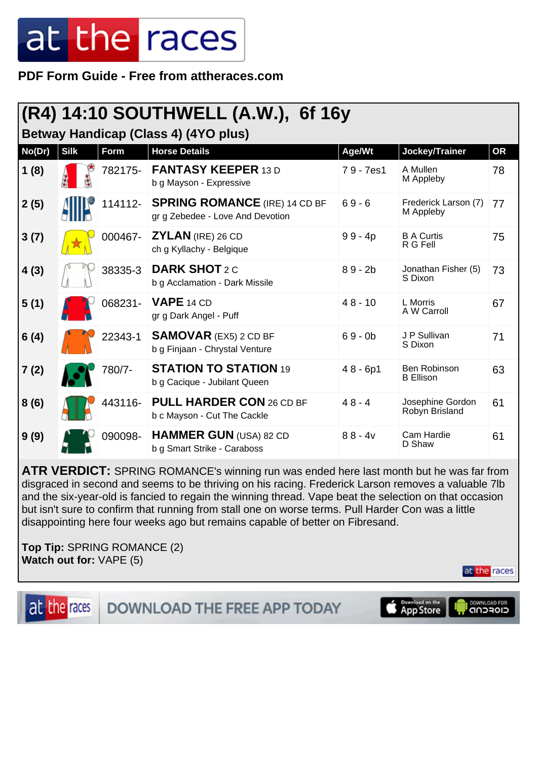# at the races

**PDF Form Guide - Free from attheraces.com**

## (R4) 14:10 SOUTHWELL (A.W.), 6f 16y

### Betway Handicap (Class 4) (4YO plus)

| No(Dr) | Silk | Form | Horse Details | Age/Wt | Jockey/Trainer | OR |
|---|---|---|---|---|---|---|
| 1 (8) | | 782175- | **FANTASY KEEPER** 13 D<br>b g Mayson - Expressive | 7 9 - 7es1 | A Mullen<br>M Appleby | 78 |
| 2 (5) | | 114112- | **SPRING ROMANCE** (IRE) 14 CD BF<br>gr g Zebedee - Love And Devotion | 6 9 - 6 | Frederick Larson (7)<br>M Appleby | 77 |
| 3 (7) | | 000467- | **ZYLAN** (IRE) 26 CD<br>ch g Kyllachy - Belgique | 9 9 - 4p | B A Curtis<br>R G Fell | 75 |
| 4 (3) | | 38335-3 | **DARK SHOT** 2 C<br>b g Acclamation - Dark Missile | 8 9 - 2b | Jonathan Fisher (5)<br>S Dixon | 73 |
| 5 (1) | | 068231- | **VAPE** 14 CD<br>gr g Dark Angel - Puff | 4 8 - 10 | L Morris<br>A W Carroll | 67 |
| 6 (4) | | 22343-1 | **SAMOVAR** (EX5) 2 CD BF<br>b g Finjaan - Chrystal Venture | 6 9 - 0b | J P Sullivan<br>S Dixon | 71 |
| 7 (2) | | 780/7- | **STATION TO STATION** 19<br>b g Cacique - Jubilant Queen | 4 8 - 6p1 | Ben Robinson<br>B Ellison | 63 |
| 8 (6) | | 443116- | **PULL HARDER CON** 26 CD BF<br>b c Mayson - Cut The Cackle | 4 8 - 4 | Josephine Gordon<br>Robyn Brisland | 61 |
| 9 (9) | | 090098- | **HAMMER GUN** (USA) 82 CD<br>b g Smart Strike - Caraboss | 8 8 - 4v | Cam Hardie<br>D Shaw | 61 |

**ATR VERDICT:** SPRING ROMANCE's winning run was ended here last month but he was far from disgraced in second and seems to be thriving on his racing. Frederick Larson removes a valuable 7lb and the six-year-old is fancied to regain the winning thread. Vape beat the selection on that occasion but isn't sure to confirm that running from stall one on worse terms. Pull Harder Con was a little disappointing here four weeks ago but remains capable of better on Fibresand.

**Top Tip:** SPRING ROMANCE (2)
**Watch out for:** VAPE (5)

DOWNLOAD THE FREE APP TODAY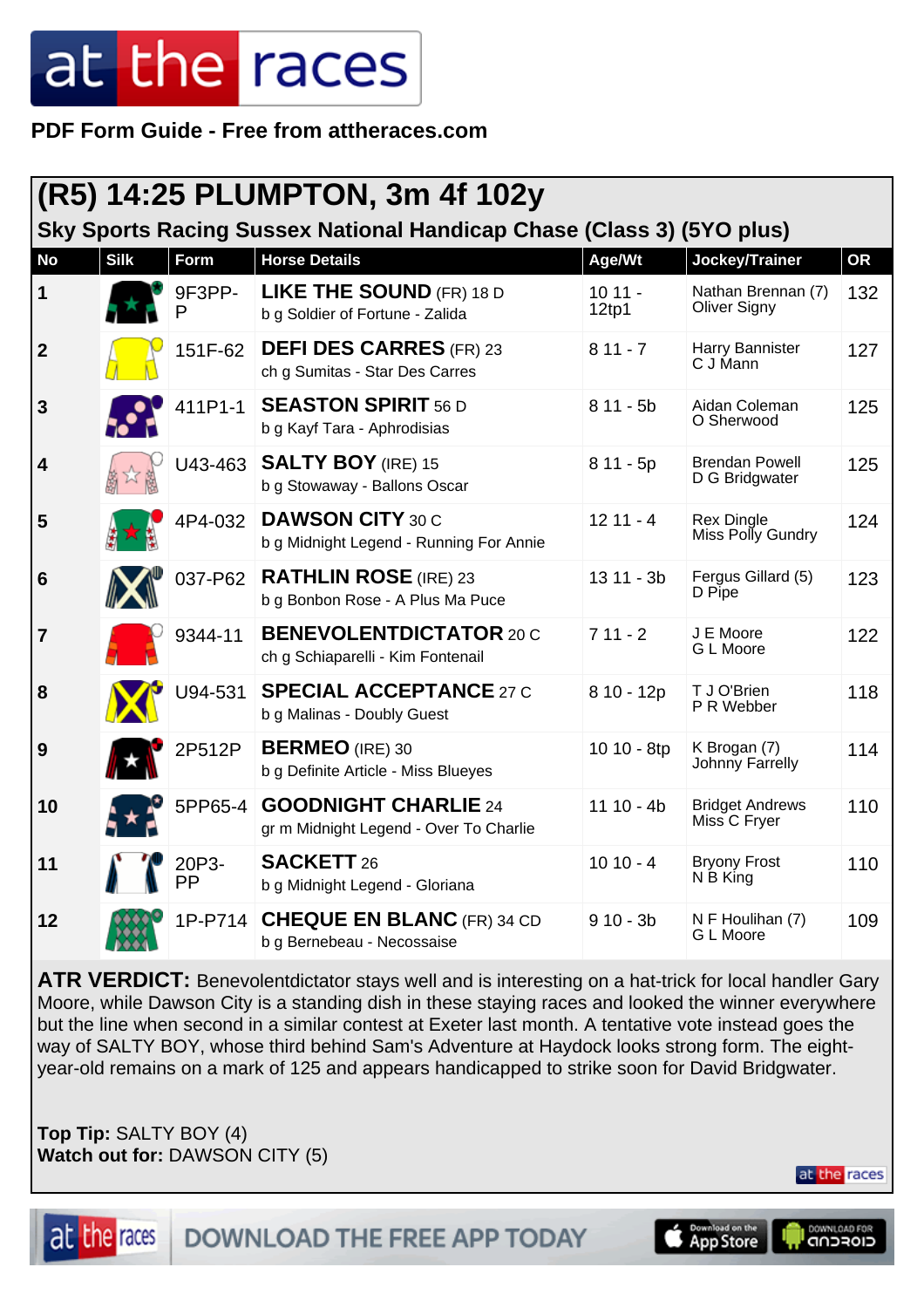# at the races

**PDF Form Guide - Free from attheraces.com**

## (R5) 14:25 PLUMPTON, 3m 4f 102y

### Sky Sports Racing Sussex National Handicap Chase (Class 3) (5YO plus)

| No | Silk | Form | Horse Details | Age/Wt | Jockey/Trainer | OR |
|---|---|---|---|---|---|---|
| 1 | | 9F3PP-P | **LIKE THE SOUND** (FR) 18 D<br>b g Soldier of Fortune - Zalida | 10 11 - 12tp1 | Nathan Brennan (7)<br>Oliver Signy | 132 |
| 2 | | 151F-62 | **DEFI DES CARRES** (FR) 23<br>ch g Sumitas - Star Des Carres | 8 11 - 7 | Harry Bannister<br>C J Mann | 127 |
| 3 | | 411P1-1 | **SEASTON SPIRIT** 56 D<br>b g Kayf Tara - Aphrodisias | 8 11 - 5b | Aidan Coleman<br>O Sherwood | 125 |
| 4 | | U43-463 | **SALTY BOY** (IRE) 15<br>b g Stowaway - Ballons Oscar | 8 11 - 5p | Brendan Powell<br>D G Bridgwater | 125 |
| 5 | | 4P4-032 | **DAWSON CITY** 30 C<br>b g Midnight Legend - Running For Annie | 12 11 - 4 | Rex Dingle<br>Miss Polly Gundry | 124 |
| 6 | | 037-P62 | **RATHLIN ROSE** (IRE) 23<br>b g Bonbon Rose - A Plus Ma Puce | 13 11 - 3b | Fergus Gillard (5)<br>D Pipe | 123 |
| 7 | | 9344-11 | **BENEVOLENTDICTATOR** 20 C<br>ch g Schiaparelli - Kim Fontenail | 7 11 - 2 | J E Moore<br>G L Moore | 122 |
| 8 | | U94-531 | **SPECIAL ACCEPTANCE** 27 C<br>b g Malinas - Doubly Guest | 8 10 - 12p | T J O'Brien<br>P R Webber | 118 |
| 9 | | 2P512P | **BERMEO** (IRE) 30<br>b g Definite Article - Miss Blueyes | 10 10 - 8tp | K Brogan (7)<br>Johnny Farrelly | 114 |
| 10 | | 5PP65-4 | **GOODNIGHT CHARLIE** 24<br>gr m Midnight Legend - Over To Charlie | 11 10 - 4b | Bridget Andrews<br>Miss C Fryer | 110 |
| 11 | | 20P3-PP | **SACKETT** 26<br>b g Midnight Legend - Gloriana | 10 10 - 4 | Bryony Frost<br>N B King | 110 |
| 12 | | 1P-P714 | **CHEQUE EN BLANC** (FR) 34 CD<br>b g Bernebeau - Necossaise | 9 10 - 3b | N F Houlihan (7)<br>G L Moore | 109 |

**ATR VERDICT:** Benevolentdictator stays well and is interesting on a hat-trick for local handler Gary Moore, while Dawson City is a standing dish in these staying races and looked the winner everywhere but the line when second in a similar contest at Exeter last month. A tentative vote instead goes the way of SALTY BOY, whose third behind Sam's Adventure at Haydock looks strong form. The eight-year-old remains on a mark of 125 and appears handicapped to strike soon for David Bridgwater.

**Top Tip:** SALTY BOY (4)
**Watch out for:** DAWSON CITY (5)

DOWNLOAD THE FREE APP TODAY